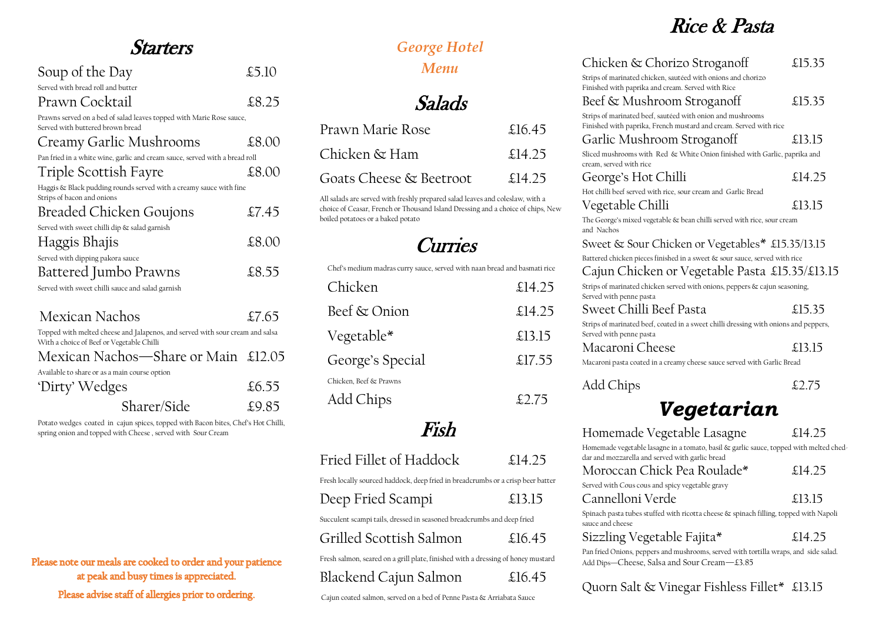# George Hotel Menu

## Starters

**Soup of the Day** £5.10
Served with bread roll and butter

**Prawn Cocktail** £8.25
Prawns served on a bed of salad leaves topped with Marie Rose sauce, Served with buttered brown bread

**Creamy Garlic Mushrooms** £8.00
Pan fried in a white wine, garlic and cream sauce, served with a bread roll

**Triple Scottish Fayre** £8.00
Haggis & Black pudding rounds served with a creamy sauce with fine Strips of bacon and onions

**Breaded Chicken Goujons** £7.45
Served with sweet chilli dip & salad garnish

**Haggis Bhajis** £8.00
Served with dipping pakora sauce

**Battered Jumbo Prawns** £8.55
Served with sweet chilli sauce and salad garnish

**Mexican Nachos** £7.65
Topped with melted cheese and Jalapenos, and served with sour cream and salsa With a choice of Beef or Vegetable Chilli

**Mexican Nachos—Share or Main** £12.05
Available to share or as a main course option

**'Dirty' Wedges** £6.55
**Sharer/Side** £9.85
Potato wedges coated in cajun spices, topped with Bacon bites, Chef's Hot Chilli, spring onion and topped with Cheese , served with Sour Cream

**Please note our meals are cooked to order and your patience at peak and busy times is appreciated.**

**Please advise staff of allergies prior to ordering.**

## Salads

**Prawn Marie Rose** £16.45

**Chicken & Ham** £14.25

**Goats Cheese & Beetroot** £14.25

All salads are served with freshly prepared salad leaves and coleslaw, with a choice of Ceasar, French or Thousand Island Dressing and a choice of chips, New boiled potatoes or a baked potato

## Curries

Chef's medium madras curry sauce, served with naan bread and basmati rice

**Chicken** £14.25

**Beef & Onion** £14.25

**Vegetable*** £13.15

**George's Special** £17.55
Chicken, Beef & Prawns

**Add Chips** £2.75

## Fish

**Fried Fillet of Haddock** £14.25
Fresh locally sourced haddock, deep fried in breadcrumbs or a crisp beer batter

**Deep Fried Scampi** £13.15
Succulent scampi tails, dressed in seasoned breadcrumbs and deep fried

**Grilled Scottish Salmon** £16.45
Fresh salmon, seared on a grill plate, finished with a dressing of honey mustard

**Blackend Cajun Salmon** £16.45
Cajun coated salmon, served on a bed of Penne Pasta & Arriabata Sauce

## Rice & Pasta

**Chicken & Chorizo Stroganoff** £15.35
Strips of marinated chicken, sautéed with onions and chorizo Finished with paprika and cream. Served with Rice

**Beef & Mushroom Stroganoff** £15.35
Strips of marinated beef, sautéed with onion and mushrooms Finished with paprika, French mustard and cream. Served with rice

**Garlic Mushroom Stroganoff** £13.15
Sliced mushrooms with Red & White Onion finished with Garlic, paprika and cream, served with rice

**George's Hot Chilli** £14.25
Hot chilli beef served with rice, sour cream and Garlic Bread

**Vegetable Chilli** £13.15
The George's mixed vegetable & bean chilli served with rice, sour cream and Nachos

**Sweet & Sour Chicken or Vegetables*** £15.35/13.15
Battered chicken pieces finished in a sweet & sour sauce, served with rice

**Cajun Chicken or Vegetable Pasta** £15.35/£13.15
Strips of marinated chicken served with onions, peppers & cajun seasoning, Served with penne pasta

**Sweet Chilli Beef Pasta** £15.35
Strips of marinated beef, coated in a sweet chilli dressing with onions and peppers, Served with penne pasta

**Macaroni Cheese** £13.15
Macaroni pasta coated in a creamy cheese sauce served with Garlic Bread

**Add Chips** £2.75

## Vegetarian

**Homemade Vegetable Lasagne** £14.25
Homemade vegetable lasagne in a tomato, basil & garlic sauce, topped with melted cheddar and mozzarella and served with garlic bread

**Moroccan Chick Pea Roulade*** £14.25
Served with Cous cous and spicy vegetable gravy

**Cannelloni Verde** £13.15
Spinach pasta tubes stuffed with ricotta cheese & spinach filling, topped with Napoli sauce and cheese

**Sizzling Vegetable Fajita*** £14.25
Pan fried Onions, peppers and mushrooms, served with tortilla wraps, and side salad. Add Dips—Cheese, Salsa and Sour Cream—£3.85

**Quorn Salt & Vinegar Fishless Fillet*** £13.15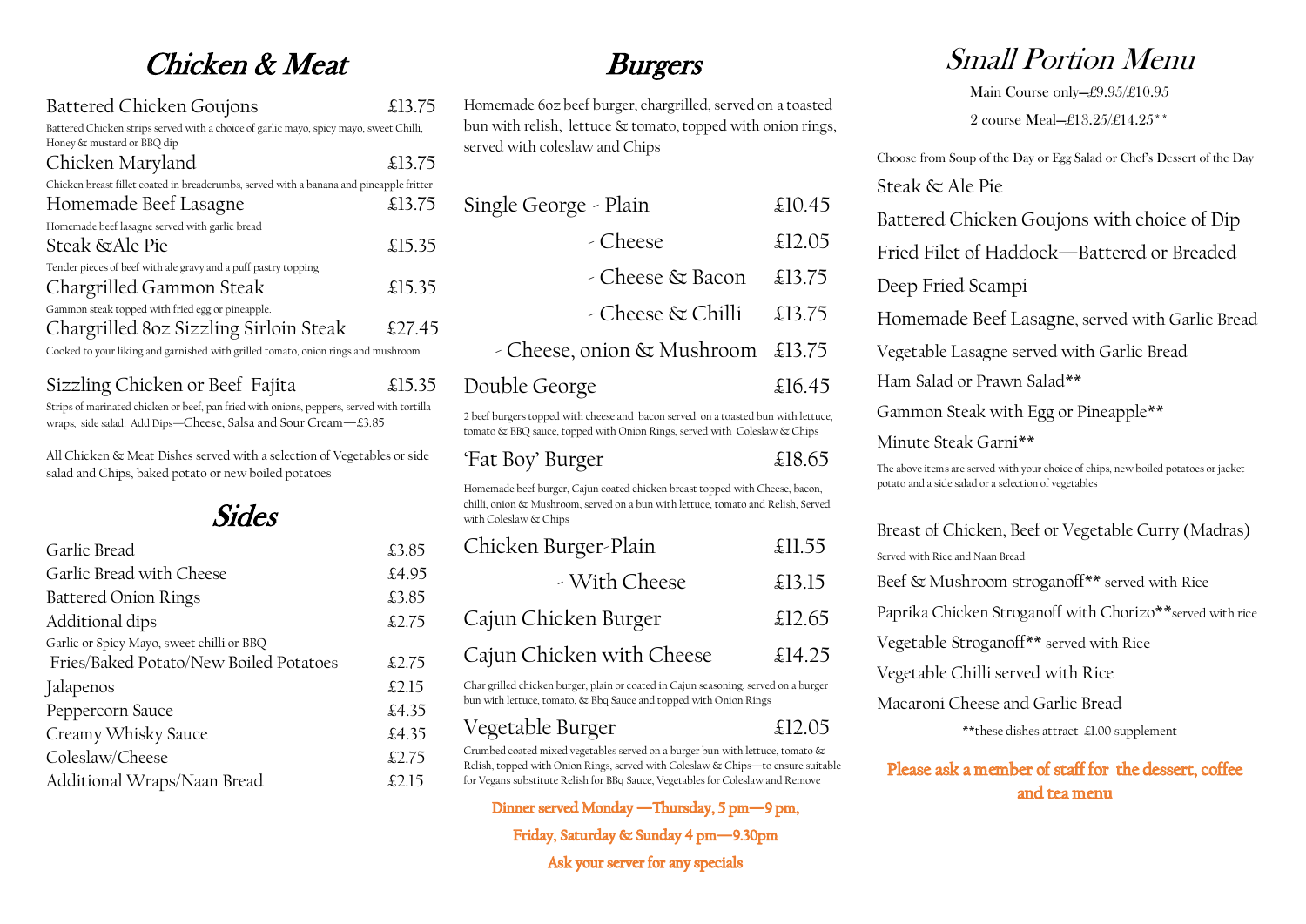# Chicken & Meat

| | |
|---|---|
| Battered Chicken Goujons | £13.75 |

Battered Chicken strips served with a choice of garlic mayo, spicy mayo, sweet Chilli, Honey & mustard or BBQ dip

| | |
|---|---|
| Chicken Maryland | £13.75 |

Chicken breast fillet coated in breadcrumbs, served with a banana and pineapple fritter

| | |
|---|---|
| Homemade Beef Lasagne | £13.75 |

Homemade beef lasagne served with garlic bread

| | |
|---|---|
| Steak &Ale Pie | £15.35 |

Tender pieces of beef with ale gravy and a puff pastry topping

| | |
|---|---|
| Chargrilled Gammon Steak | £15.35 |

Gammon steak topped with fried egg or pineapple.

| | |
|---|---|
| Chargrilled 8oz Sizzling Sirloin Steak | £27.45 |

Cooked to your liking and garnished with grilled tomato, onion rings and mushroom

| | |
|---|---|
| Sizzling Chicken or Beef Fajita | £15.35 |

Strips of marinated chicken or beef, pan fried with onions, peppers, served with tortilla wraps, side salad. Add Dips—Cheese, Salsa and Sour Cream—£3.85

All Chicken & Meat Dishes served with a selection of Vegetables or side salad and Chips, baked potato or new boiled potatoes

# Sides

| | |
|---|---|
| Garlic Bread | £3.85 |
| Garlic Bread with Cheese | £4.95 |
| Battered Onion Rings | £3.85 |
| Additional dips<br>Garlic or Spicy Mayo, sweet chilli or BBQ | £2.75 |
| Fries/Baked Potato/New Boiled Potatoes | £2.75 |
| Jalapenos | £2.15 |
| Peppercorn Sauce | £4.35 |
| Creamy Whisky Sauce | £4.35 |
| Coleslaw/Cheese | £2.75 |
| Additional Wraps/Naan Bread | £2.15 |

# Burgers

Homemade 6oz beef burger, chargrilled, served on a toasted bun with relish, lettuce & tomato, topped with onion rings, served with coleslaw & Chips

| | |
|---|---|
| Single George - Plain | £10.45 |
| - Cheese | £12.05 |
| - Cheese & Bacon | £13.75 |
| - Cheese & Chilli | £13.75 |
| - Cheese, onion & Mushroom | £13.75 |
| Double George | £16.45 |

2 beef burgers topped with cheese and bacon served on a toasted bun with lettuce, tomato & BBQ sauce, topped with Onion Rings, served with Coleslaw & Chips

| | |
|---|---|
| 'Fat Boy' Burger | £18.65 |

Homemade beef burger, Cajun coated chicken breast topped with Cheese, bacon, chilli, onion & Mushroom, served on a bun with lettuce, tomato and Relish, Served with Coleslaw & Chips

| | |
|---|---|
| Chicken Burger-Plain | £11.55 |
| - With Cheese | £13.15 |
| Cajun Chicken Burger | £12.65 |
| Cajun Chicken with Cheese | £14.25 |

Char grilled chicken burger, plain or coated in Cajun seasoning, served on a burger bun with lettuce, tomato, & Bbq Sauce and topped with Onion Rings

| | |
|---|---|
| Vegetable Burger | £12.05 |

Crumbed coated mixed vegetables served on a burger bun with lettuce, tomato & Relish, topped with Onion Rings, served with Coleslaw & Chips—to ensure suitable for Vegans substitute Relish for BBq Sauce, Vegetables for Coleslaw and Remove

**Dinner served Monday —Thursday, 5 pm—9 pm,**

**Friday, Saturday & Sunday 4 pm—9.30pm**

**Ask your server for any specials**

# Small Portion Menu

Main Course only—£9.95/£10.95

2 course Meal—£13.25/£14.25**

Choose from Soup of the Day or Egg Salad or Chef's Dessert of the Day

Steak & Ale Pie

Battered Chicken Goujons with choice of Dip

Fried Filet of Haddock—Battered or Breaded

Deep Fried Scampi

Homemade Beef Lasagne, served with Garlic Bread

Vegetable Lasagne served with Garlic Bread

Ham Salad or Prawn Salad**

Gammon Steak with Egg or Pineapple**

Minute Steak Garni**

The above items are served with your choice of chips, new boiled potatoes or jacket potato and a side salad or a selection of vegetables

Breast of Chicken, Beef or Vegetable Curry (Madras)

Served with Rice and Naan Bread

Beef & Mushroom stroganoff** served with Rice

Paprika Chicken Stroganoff with Chorizo**served with rice

Vegetable Stroganoff** served with Rice

Vegetable Chilli served with Rice

Macaroni Cheese and Garlic Bread

**these dishes attract £1.00 supplement

**Please ask a member of staff for the dessert, coffee and tea menu**